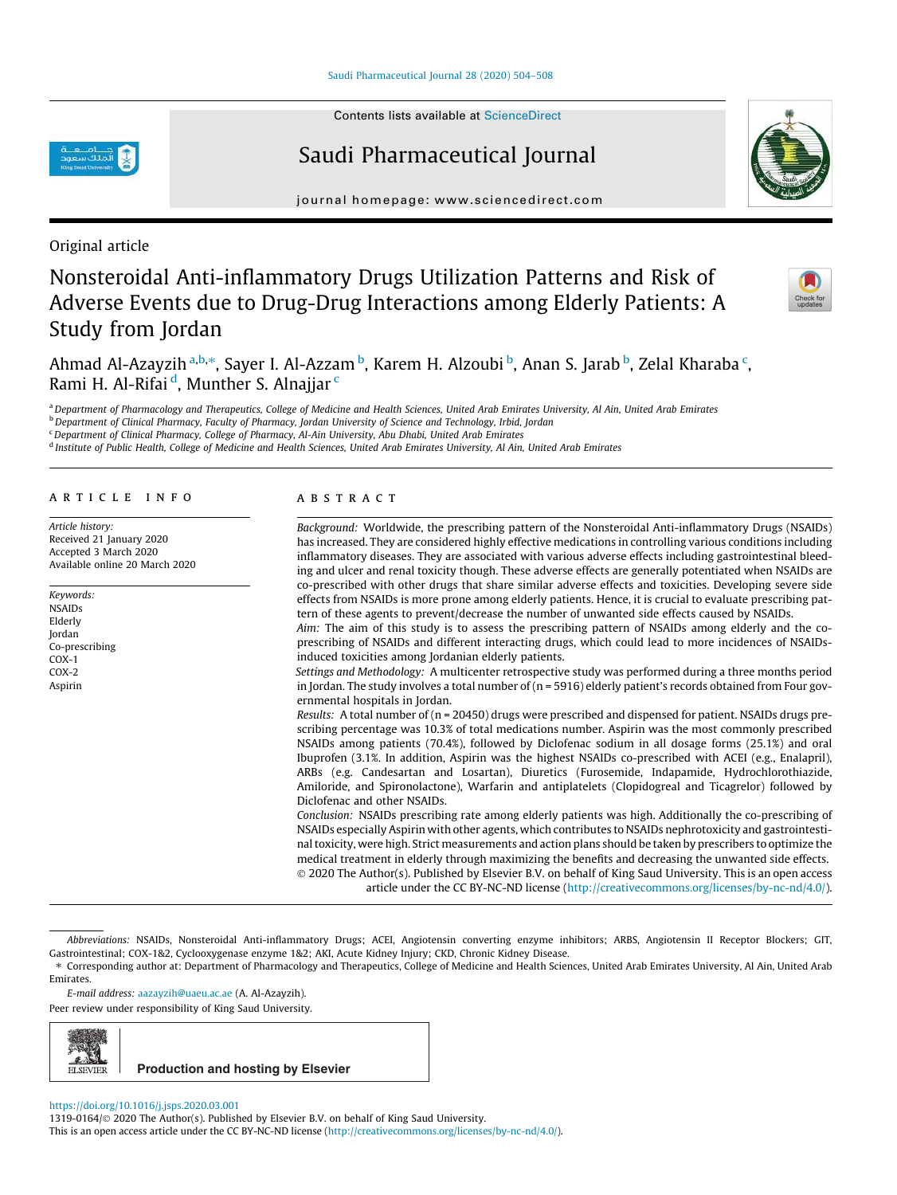Original article

# Nonsteroidal Anti-inflammatory Drugs Utilization Patterns and Risk of Adverse Events due to Drug-Drug Interactions among Elderly Patients: A Study from Jordan

Ahmad Al-Azayzih[a,b,*], Sayer I. Al-Azzam[b], Karem H. Alzoubi[b], Anan S. Jarab[b], Zelal Kharaba[c], Rami H. Al-Rifai[d], Munther S. Alnajjar[c]

[a] Department of Pharmacology and Therapeutics, College of Medicine and Health Sciences, United Arab Emirates University, Al Ain, United Arab Emirates
[b] Department of Clinical Pharmacy, Faculty of Pharmacy, Jordan University of Science and Technology, Irbid, Jordan
[c] Department of Clinical Pharmacy, College of Pharmacy, Al-Ain University, Abu Dhabi, United Arab Emirates
[d] Institute of Public Health, College of Medicine and Health Sciences, United Arab Emirates University, Al Ain, United Arab Emirates

## ARTICLE INFO

*Article history:*
Received 21 January 2020
Accepted 3 March 2020
Available online 20 March 2020

*Keywords:*
NSAIDs
Elderly
Jordan
Co-prescribing
COX-1
COX-2
Aspirin

## ABSTRACT

*Background:* Worldwide, the prescribing pattern of the Nonsteroidal Anti-inflammatory Drugs (NSAIDs) has increased. They are considered highly effective medications in controlling various conditions including inflammatory diseases. They are associated with various adverse effects including gastrointestinal bleeding and ulcer and renal toxicity though. These adverse effects are generally potentiated when NSAIDs are co-prescribed with other drugs that share similar adverse effects and toxicities. Developing severe side effects from NSAIDs is more prone among elderly patients. Hence, it is crucial to evaluate prescribing pattern of these agents to prevent/decrease the number of unwanted side effects caused by NSAIDs.

*Aim:* The aim of this study is to assess the prescribing pattern of NSAIDs among elderly and the co-prescribing of NSAIDs and different interacting drugs, which could lead to more incidences of NSAIDs-induced toxicities among Jordanian elderly patients.

*Settings and Methodology:* A multicenter retrospective study was performed during a three months period in Jordan. The study involves a total number of (n = 5916) elderly patient's records obtained from Four governmental hospitals in Jordan.

*Results:* A total number of (n = 20450) drugs were prescribed and dispensed for patient. NSAIDs drugs prescribing percentage was 10.3% of total medications number. Aspirin was the most commonly prescribed NSAIDs among patients (70.4%), followed by Diclofenac sodium in all dosage forms (25.1%) and oral Ibuprofen (3.1%. In addition, Aspirin was the highest NSAIDs co-prescribed with ACEI (e.g., Enalapril), ARBs (e.g. Candesartan and Losartan), Diuretics (Furosemide, Indapamide, Hydrochlorothiazide, Amiloride, and Spironolactone), Warfarin and antiplatelets (Clopidogreal and Ticagrelor) followed by Diclofenac and other NSAIDs.

*Conclusion:* NSAIDs prescribing rate among elderly patients was high. Additionally the co-prescribing of NSAIDs especially Aspirin with other agents, which contributes to NSAIDs nephrotoxicity and gastrointestinal toxicity, were high. Strict measurements and action plans should be taken by prescribers to optimize the medical treatment in elderly through maximizing the benefits and decreasing the unwanted side effects.

© 2020 The Author(s). Published by Elsevier B.V. on behalf of King Saud University. This is an open access article under the CC BY-NC-ND license (http://creativecommons.org/licenses/by-nc-nd/4.0/).

---

*Abbreviations:* NSAIDs, Nonsteroidal Anti-inflammatory Drugs; ACEI, Angiotensin converting enzyme inhibitors; ARBS, Angiotensin II Receptor Blockers; GIT, Gastrointestinal; COX-1&2, Cyclooxygenase enzyme 1&2; AKI, Acute Kidney Injury; CKD, Chronic Kidney Disease.

* Corresponding author at: Department of Pharmacology and Therapeutics, College of Medicine and Health Sciences, United Arab Emirates University, Al Ain, United Arab Emirates.

*E-mail address:* aazayzih@uaeu.ac.ae (A. Al-Azayzih).

Peer review under responsibility of King Saud University.

Production and hosting by Elsevier

https://doi.org/10.1016/j.jsps.2020.03.001
1319-0164/© 2020 The Author(s). Published by Elsevier B.V. on behalf of King Saud University.
This is an open access article under the CC BY-NC-ND license (http://creativecommons.org/licenses/by-nc-nd/4.0/).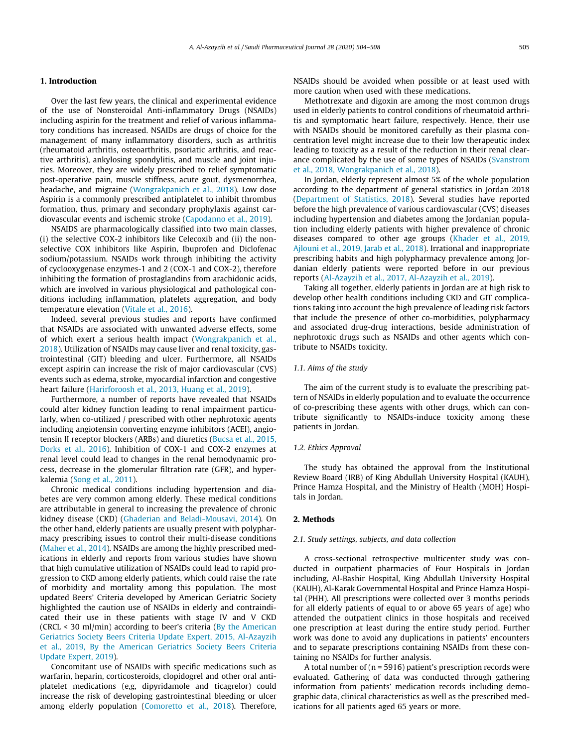## 1. Introduction

Over the last few years, the clinical and experimental evidence of the use of Nonsteroidal Anti-inflammatory Drugs (NSAIDs) including aspirin for the treatment and relief of various inflammatory conditions has increased. NSAIDs are drugs of choice for the management of many inflammatory disorders, such as arthritis (rheumatoid arthritis, osteoarthritis, psoriatic arthritis, and reactive arthritis), ankylosing spondylitis, and muscle and joint injuries. Moreover, they are widely prescribed to relief symptomatic post-operative pain, muscle stiffness, acute gout, dysmenorrhea, headache, and migraine (Wongrakpanich et al., 2018). Low dose Aspirin is a commonly prescribed antiplatelet to inhibit thrombus formation, thus, primary and secondary prophylaxis against cardiovascular events and ischemic stroke (Capodanno et al., 2019).

NSAIDS are pharmacologically classified into two main classes, (i) the selective COX-2 inhibitors like Celecoxib and (ii) the non-selective COX inhibitors like Aspirin, Ibuprofen and Diclofenac sodium/potassium. NSAIDs work through inhibiting the activity of cyclooxygenase enzymes-1 and 2 (COX-1 and COX-2), therefore inhibiting the formation of prostaglandins from arachidonic acids, which are involved in various physiological and pathological conditions including inflammation, platelets aggregation, and body temperature elevation (Vitale et al., 2016).

Indeed, several previous studies and reports have confirmed that NSAIDs are associated with unwanted adverse effects, some of which exert a serious health impact (Wongrakpanich et al., 2018). Utilization of NSAIDs may cause liver and renal toxicity, gastrointestinal (GIT) bleeding and ulcer. Furthermore, all NSAIDs except aspirin can increase the risk of major cardiovascular (CVS) events such as edema, stroke, myocardial infarction and congestive heart failure (Harirforoosh et al., 2013, Huang et al., 2019).

Furthermore, a number of reports have revealed that NSAIDs could alter kidney function leading to renal impairment particularly, when co-utilized / prescribed with other nephrotoxic agents including angiotensin converting enzyme inhibitors (ACEI), angiotensin II receptor blockers (ARBs) and diuretics (Bucsa et al., 2015, Dorks et al., 2016). Inhibition of COX-1 and COX-2 enzymes at renal level could lead to changes in the renal hemodynamic process, decrease in the glomerular filtration rate (GFR), and hyperkalemia (Song et al., 2011).

Chronic medical conditions including hypertension and diabetes are very common among elderly. These medical conditions are attributable in general to increasing the prevalence of chronic kidney disease (CKD) (Ghaderian and Beladi-Mousavi, 2014). On the other hand, elderly patients are usually present with polypharmacy prescribing issues to control their multi-disease conditions (Maher et al., 2014). NSAIDs are among the highly prescribed medications in elderly and reports from various studies have shown that high cumulative utilization of NSAIDs could lead to rapid progression to CKD among elderly patients, which could raise the rate of morbidity and mortality among this population. The most updated Beers' Criteria developed by American Geriatric Society highlighted the caution use of NSAIDs in elderly and contraindicated their use in these patients with stage IV and V CKD (CRCL < 30 ml/min) according to beer's criteria (By the American Geriatrics Society Beers Criteria Update Expert, 2015, Al-Azayzih et al., 2019, By the American Geriatrics Society Beers Criteria Update Expert, 2019).

Concomitant use of NSAIDs with specific medications such as warfarin, heparin, corticosteroids, clopidogrel and other oral antiplatelet medications (e,g, dipyridamole and ticagrelor) could increase the risk of developing gastrointestinal bleeding or ulcer among elderly population (Comoretto et al., 2018). Therefore, NSAIDs should be avoided when possible or at least used with more caution when used with these medications.

Methotrexate and digoxin are among the most common drugs used in elderly patients to control conditions of rheumatoid arthritis and symptomatic heart failure, respectively. Hence, their use with NSAIDs should be monitored carefully as their plasma concentration level might increase due to their low therapeutic index leading to toxicity as a result of the reduction in their renal clearance complicated by the use of some types of NSAIDs (Svanstrom et al., 2018, Wongrakpanich et al., 2018).

In Jordan, elderly represent almost 5% of the whole population according to the department of general statistics in Jordan 2018 (Department of Statistics, 2018). Several studies have reported before the high prevalence of various cardiovascular (CVS) diseases including hypertension and diabetes among the Jordanian population including elderly patients with higher prevalence of chronic diseases compared to other age groups (Khader et al., 2019, Ajlouni et al., 2019, Jarab et al., 2018). Irrational and inappropriate prescribing habits and high polypharmacy prevalence among Jordanian elderly patients were reported before in our previous reports (Al-Azayzih et al., 2017, Al-Azayzih et al., 2019).

Taking all together, elderly patients in Jordan are at high risk to develop other health conditions including CKD and GIT complications taking into account the high prevalence of leading risk factors that include the presence of other co-morbidities, polypharmacy and associated drug-drug interactions, beside administration of nephrotoxic drugs such as NSAIDs and other agents which contribute to NSAIDs toxicity.

### 1.1. Aims of the study

The aim of the current study is to evaluate the prescribing pattern of NSAIDs in elderly population and to evaluate the occurrence of co-prescribing these agents with other drugs, which can contribute significantly to NSAIDs-induce toxicity among these patients in Jordan.

### 1.2. Ethics Approval

The study has obtained the approval from the Institutional Review Board (IRB) of King Abdullah University Hospital (KAUH), Prince Hamza Hospital, and the Ministry of Health (MOH) Hospitals in Jordan.

## 2. Methods

### 2.1. Study settings, subjects, and data collection

A cross-sectional retrospective multicenter study was conducted in outpatient pharmacies of Four Hospitals in Jordan including, Al-Bashir Hospital, King Abdullah University Hospital (KAUH), Al-Karak Governmental Hospital and Prince Hamza Hospital (PHH). All prescriptions were collected over 3 months periods for all elderly patients of equal to or above 65 years of age) who attended the outpatient clinics in those hospitals and received one prescription at least during the entire study period. Further work was done to avoid any duplications in patients' encounters and to separate prescriptions containing NSAIDs from these containing no NSAIDs for further analysis.

A total number of (n = 5916) patient's prescription records were evaluated. Gathering of data was conducted through gathering information from patients' medication records including demographic data, clinical characteristics as well as the prescribed medications for all patients aged 65 years or more.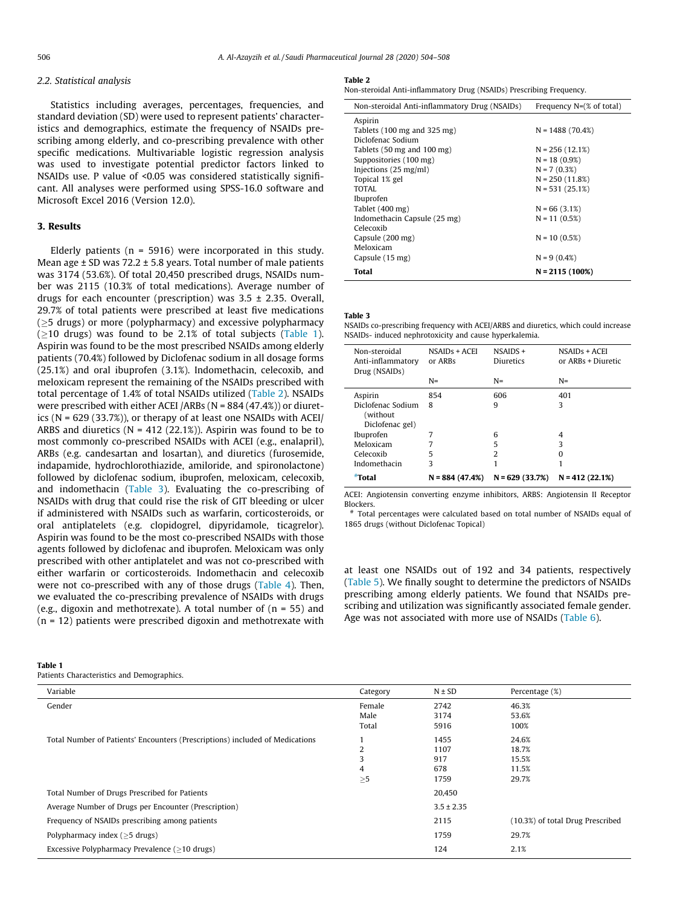### 2.2. Statistical analysis

Statistics including averages, percentages, frequencies, and standard deviation (SD) were used to represent patients' characteristics and demographics, estimate the frequency of NSAIDs prescribing among elderly, and co-prescribing prevalence with other specific medications. Multivariable logistic regression analysis was used to investigate potential predictor factors linked to NSAIDs use. P value of <0.05 was considered statistically significant. All analyses were performed using SPSS-16.0 software and Microsoft Excel 2016 (Version 12.0).

## 3. Results

Elderly patients (n = 5916) were incorporated in this study. Mean age ± SD was 72.2 ± 5.8 years. Total number of male patients was 3174 (53.6%). Of total 20,450 prescribed drugs, NSAIDs number was 2115 (10.3% of total medications). Average number of drugs for each encounter (prescription) was 3.5 ± 2.35. Overall, 29.7% of total patients were prescribed at least five medications (≥5 drugs) or more (polypharmacy) and excessive polypharmacy (≥10 drugs) was found to be 2.1% of total subjects (Table 1). Aspirin was found to be the most prescribed NSAIDs among elderly patients (70.4%) followed by Diclofenac sodium in all dosage forms (25.1%) and oral ibuprofen (3.1%). Indomethacin, celecoxib, and meloxicam represent the remaining of the NSAIDs prescribed with total percentage of 1.4% of total NSAIDs utilized (Table 2). NSAIDs were prescribed with either ACEI /ARBs (N = 884 (47.4%)) or diuretics (N = 629 (33.7%)), or therapy of at least one NSAIDs with ACEI/ARBS and diuretics (N = 412 (22.1%)). Aspirin was found to be to most commonly co-prescribed NSAIDs with ACEI (e.g., enalapril), ARBs (e.g. candesartan and losartan), and diuretics (furosemide, indapamide, hydrochlorothiazide, amiloride, and spironolactone) followed by diclofenac sodium, ibuprofen, meloxicam, celecoxib, and indomethacin (Table 3). Evaluating the co-prescribing of NSAIDs with drug that could rise the risk of GIT bleeding or ulcer if administered with NSAIDs such as warfarin, corticosteroids, or oral antiplatelets (e.g. clopidogrel, dipyridamole, ticagrelor). Aspirin was found to be the most co-prescribed NSAIDs with those agents followed by diclofenac and ibuprofen. Meloxicam was only prescribed with other antiplatelet and was not co-prescribed with either warfarin or corticosteroids. Indomethacin and celecoxib were not co-prescribed with any of those drugs (Table 4). Then, we evaluated the co-prescribing prevalence of NSAIDs with drugs (e.g., digoxin and methotrexate). A total number of (n = 55) and (n = 12) patients were prescribed digoxin and methotrexate with at least one NSAIDs out of 192 and 34 patients, respectively (Table 5). We finally sought to determine the predictors of NSAIDs prescribing among elderly patients. We found that NSAIDs prescribing and utilization was significantly associated female gender. Age was not associated with more use of NSAIDs (Table 6).

**Table 2**
Non-steroidal Anti-inflammatory Drug (NSAIDs) Prescribing Frequency.

| Non-steroidal Anti-inflammatory Drug (NSAIDs) | Frequency N=(% of total) |
|---|---|
| Aspirin | |
| Tablets (100 mg and 325 mg) | N = 1488 (70.4%) |
| Diclofenac Sodium | |
| Tablets (50 mg and 100 mg) | N = 256 (12.1%) |
| Suppositories (100 mg) | N = 18 (0.9%) |
| Injections (25 mg/ml) | N = 7 (0.3%) |
| Topical 1% gel | N = 250 (11.8%) |
| TOTAL | N = 531 (25.1%) |
| Ibuprofen | |
| Tablet (400 mg) | N = 66 (3.1%) |
| Indomethacin Capsule (25 mg) | N = 11 (0.5%) |
| Celecoxib | |
| Capsule (200 mg) | N = 10 (0.5%) |
| Meloxicam | |
| Capsule (15 mg) | N = 9 (0.4%) |
| **Total** | **N = 2115 (100%)** |

**Table 3**
NSAIDs co-prescribing frequency with ACEI/ARBS and diuretics, which could increase NSAIDs- induced nephrotoxicity and cause hyperkalemia.

| Non-steroidal Anti-inflammatory Drug (NSAIDs) | NSAIDs + ACEI or ARBs | NSAIDS + Diuretics | NSAIDs + ACEI or ARBs + Diuretic |
|---|---|---|---|
| | N= | N= | N= |
| Aspirin | 854 | 606 | 401 |
| Diclofenac Sodium (without Diclofenac gel) | 8 | 9 | 3 |
| Ibuprofen | 7 | 6 | 4 |
| Meloxicam | 7 | 5 | 3 |
| Celecoxib | 5 | 2 | 0 |
| Indomethacin | 3 | 1 | 1 |
| [#]**Total** | **N = 884 (47.4%)** | **N = 629 (33.7%)** | **N = 412 (22.1%)** |

ACEI: Angiotensin converting enzyme inhibitors, ARBS: Angiotensin II Receptor Blockers.
[#] Total percentages were calculated based on total number of NSAIDs equal of 1865 drugs (without Diclofenac Topical)

**Table 1**
Patients Characteristics and Demographics.

| Variable | Category | N ± SD | Percentage (%) |
|---|---|---|---|
| Gender | Female | 2742 | 46.3% |
| | Male | 3174 | 53.6% |
| | Total | 5916 | 100% |
| Total Number of Patients' Encounters (Prescriptions) included of Medications | 1 | 1455 | 24.6% |
| | 2 | 1107 | 18.7% |
| | 3 | 917 | 15.5% |
| | 4 | 678 | 11.5% |
| | ≥5 | 1759 | 29.7% |
| Total Number of Drugs Prescribed for Patients | | 20,450 | |
| Average Number of Drugs per Encounter (Prescription) | | 3.5 ± 2.35 | |
| Frequency of NSAIDs prescribing among patients | | 2115 | (10.3%) of total Drug Prescribed |
| Polypharmacy index (≥5 drugs) | | 1759 | 29.7% |
| Excessive Polypharmacy Prevalence (≥10 drugs) | | 124 | 2.1% |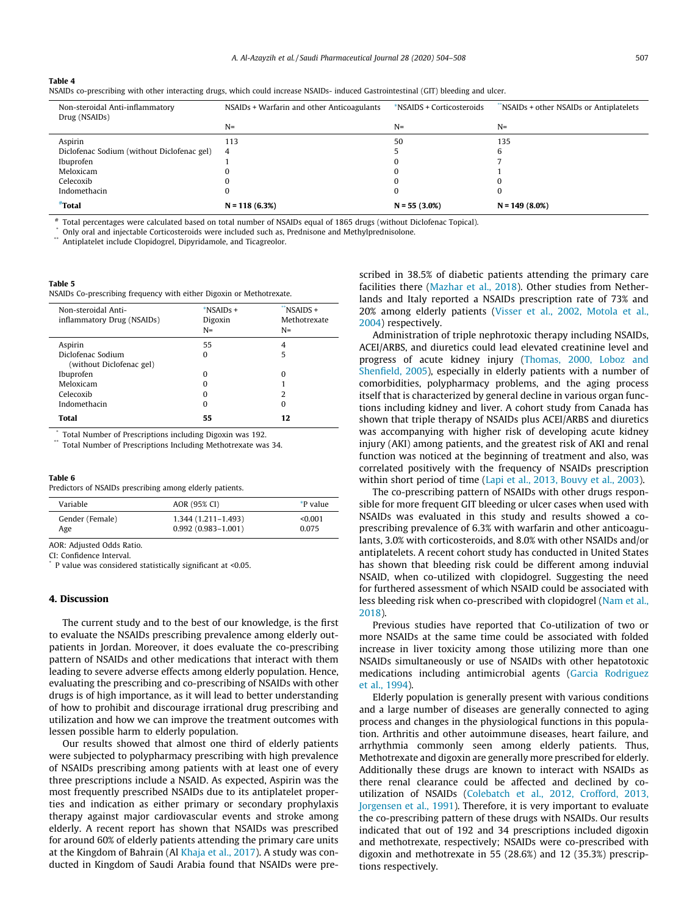**Table 4**
NSAIDs co-prescribing with other interacting drugs, which could increase NSAIDs- induced Gastrointestinal (GIT) bleeding and ulcer.

| Non-steroidal Anti-inflammatory Drug (NSAIDs) | NSAIDs + Warfarin and other Anticoagulants | *NSAIDS + Corticosteroids | **NSAIDs + other NSAIDs or Antiplatelets |
|---|---|---|---|
| | N= | N= | N= |
| Aspirin | 113 | 50 | 135 |
| Diclofenac Sodium (without Diclofenac gel) | 4 | 5 | 6 |
| Ibuprofen | 1 | 0 | 7 |
| Meloxicam | 0 | 0 | 1 |
| Celecoxib | 0 | 0 | 0 |
| Indomethacin | 0 | 0 | 0 |
| **#Total** | **N = 118 (6.3%)** | **N = 55 (3.0%)** | **N = 149 (8.0%)** |

# Total percentages were calculated based on total number of NSAIDs equal of 1865 drugs (without Diclofenac Topical).
* Only oral and injectable Corticosteroids were included such as, Prednisone and Methylprednisolone.
** Antiplatelet include Clopidogrel, Dipyridamole, and Ticagreolor.

**Table 5**
NSAIDs Co-prescribing frequency with either Digoxin or Methotrexate.

| Non-steroidal Anti-inflammatory Drug (NSAIDs) | *NSAIDs + Digoxin N= | **NSAIDs + Methotrexate N= |
|---|---|---|
| Aspirin | 55 | 4 |
| Diclofenac Sodium (without Diclofenac gel) | 0 | 5 |
| Ibuprofen | 0 | 0 |
| Meloxicam | 0 | 1 |
| Celecoxib | 0 | 2 |
| Indomethacin | 0 | 0 |
| **Total** | **55** | **12** |

* Total Number of Prescriptions including Digoxin was 192.
** Total Number of Prescriptions Including Methotrexate was 34.

**Table 6**
Predictors of NSAIDs prescribing among elderly patients.

| Variable | AOR (95% CI) | *P value |
|---|---|---|
| Gender (Female) | 1.344 (1.211–1.493) | <0.001 |
| Age | 0.992 (0.983–1.001) | 0.075 |

AOR: Adjusted Odds Ratio.
CI: Confidence Interval.
* P value was considered statistically significant at <0.05.

## 4. Discussion

The current study and to the best of our knowledge, is the first to evaluate the NSAIDs prescribing prevalence among elderly outpatients in Jordan. Moreover, it does evaluate the co-prescribing pattern of NSAIDs and other medications that interact with them leading to severe adverse effects among elderly population. Hence, evaluating the prescribing and co-prescribing of NSAIDs with other drugs is of high importance, as it will lead to better understanding of how to prohibit and discourage irrational drug prescribing and utilization and how we can improve the treatment outcomes with lessen possible harm to elderly population.

Our results showed that almost one third of elderly patients were subjected to polypharmacy prescribing with high prevalence of NSAIDs prescribing among patients with at least one of every three prescriptions include a NSAID. As expected, Aspirin was the most frequently prescribed NSAIDs due to its antiplatelet properties and indication as either primary or secondary prophylaxis therapy against major cardiovascular events and stroke among elderly. A recent report has shown that NSAIDs was prescribed for around 60% of elderly patients attending the primary care units at the Kingdom of Bahrain (Al Khaja et al., 2017). A study was conducted in Kingdom of Saudi Arabia found that NSAIDs were prescribed in 38.5% of diabetic patients attending the primary care facilities there (Mazhar et al., 2018). Other studies from Netherlands and Italy reported a NSAIDs prescription rate of 73% and 20% among elderly patients (Visser et al., 2002, Motola et al., 2004) respectively.

Administration of triple nephrotoxic therapy including NSAIDs, ACEI/ARBS, and diuretics could lead elevated creatinine level and progress of acute kidney injury (Thomas, 2000, Loboz and Shenfield, 2005), especially in elderly patients with a number of comorbidities, polypharmacy problems, and the aging process itself that is characterized by general decline in various organ functions including kidney and liver. A cohort study from Canada has shown that triple therapy of NSAIDs plus ACEI/ARBS and diuretics was accompanying with higher risk of developing acute kidney injury (AKI) among patients, and the greatest risk of AKI and renal function was noticed at the beginning of treatment and also, was correlated positively with the frequency of NSAIDs prescription within short period of time (Lapi et al., 2013, Bouvy et al., 2003).

The co-prescribing pattern of NSAIDs with other drugs responsible for more frequent GIT bleeding or ulcer cases when used with NSAIDs was evaluated in this study and results showed a co-prescribing prevalence of 6.3% with warfarin and other anticoagulants, 3.0% with corticosteroids, and 8.0% with other NSAIDs and/or antiplatelets. A recent cohort study has conducted in United States has shown that bleeding risk could be different among induvial NSAID, when co-utilized with clopidogrel. Suggesting the need for furthered assessment of which NSAID could be associated with less bleeding risk when co-prescribed with clopidogrel (Nam et al., 2018).

Previous studies have reported that Co-utilization of two or more NSAIDs at the same time could be associated with folded increase in liver toxicity among those utilizing more than one NSAIDs simultaneously or use of NSAIDs with other hepatotoxic medications including antimicrobial agents (Garcia Rodriguez et al., 1994).

Elderly population is generally present with various conditions and a large number of diseases are generally connected to aging process and changes in the physiological functions in this population. Arthritis and other autoimmune diseases, heart failure, and arrhythmia commonly seen among elderly patients. Thus, Methotrexate and digoxin are generally more prescribed for elderly. Additionally these drugs are known to interact with NSAIDs as there renal clearance could be affected and declined by co-utilization of NSAIDs (Colebatch et al., 2012, Crofford, 2013, Jorgensen et al., 1991). Therefore, it is very important to evaluate the co-prescribing pattern of these drugs with NSAIDs. Our results indicated that out of 192 and 34 prescriptions included digoxin and methotrexate, respectively; NSAIDs were co-prescribed with digoxin and methotrexate in 55 (28.6%) and 12 (35.3%) prescriptions respectively.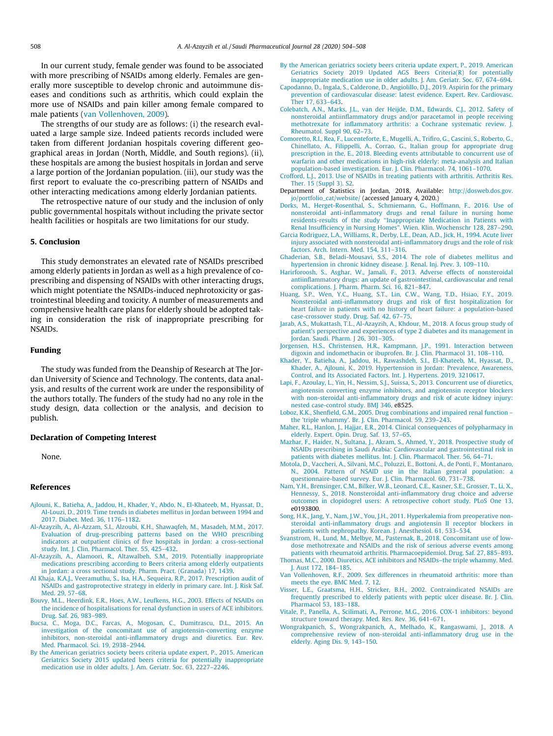In our current study, female gender was found to be associated with more prescribing of NSAIDs among elderly. Females are generally more susceptible to develop chronic and autoimmune diseases and conditions such as arthritis, which could explain the more use of NSAIDs and pain killer among female compared to male patients (van Vollenhoven, 2009).

The strengths of our study are as follows: (i) the research evaluated a large sample size. Indeed patients records included were taken from different Jordanian hospitals covering different geographical areas in Jordan (North, Middle, and South regions). (ii), these hospitals are among the busiest hospitals in Jordan and serve a large portion of the Jordanian population. (iii), our study was the first report to evaluate the co-prescribing pattern of NSAIDs and other interacting medications among elderly Jordanian patients.

The retrospective nature of our study and the inclusion of only public governmental hospitals without including the private sector health facilities or hospitals are two limitations for our study.

## 5. Conclusion

This study demonstrates an elevated rate of NSAIDs prescribed among elderly patients in Jordan as well as a high prevalence of co-prescribing and dispensing of NSAIDs with other interacting drugs, which might potentiate the NSAIDs-induced nephrotoxicity or gastrointestinal bleeding and toxicity. A number of measurements and comprehensive health care plans for elderly should be adopted taking in consideration the risk of inappropriate prescribing for NSAIDs.

## Funding

The study was funded from the Deanship of Research at The Jordan University of Science and Technology. The contents, data analysis, and results of the current work are under the responsibility of the authors totally. The funders of the study had no any role in the study design, data collection or the analysis, and decision to publish.

## Declaration of Competing Interest

None.

## References

Ajlouni, K., Batieha, A., Jaddou, H., Khader, Y., Abdo, N., El-Khateeb, M., Hyassat, D., Al-Louzi, D., 2019. Time trends in diabetes mellitus in Jordan between 1994 and 2017. Diabet. Med. 36, 1176–1182.

Al-Azayzih, A., Al-Azzam, S.I., Alzoubi, K.H., Shawaqfeh, M., Masadeh, M.M., 2017. Evaluation of drug-prescribing patterns based on the WHO prescribing indicators at outpatient clinics of five hospitals in Jordan: a cross-sectional study. Int. J. Clin. Pharmacol. Ther. 55, 425–432.

Al-Azayzih, A., Alamoori, R., Altawalbeh, S.M., 2019. Potentially inappropriate medications prescribing according to Beers criteria among elderly outpatients in Jordan: a cross sectional study. Pharm. Pract. (Granada) 17, 1439.

Al Khaja, K.A.J., Veeramuthu, S., Isa, H.A., Sequeira, R.P., 2017. Prescription audit of NSAIDs and gastroprotective strategy in elderly in primary care. Int. J. Risk Saf. Med. 29, 57–68.

Bouvy, M.L., Heerdink, E.R., Hoes, A.W., Leufkens, H.G., 2003. Effects of NSAIDs on the incidence of hospitalisations for renal dysfunction in users of ACE inhibitors. Drug. Saf. 26, 983–989.

Bucsa, C., Moga, D.C., Farcas, A., Mogosan, C., Dumitrascu, D.L., 2015. An investigation of the concomitant use of angiotensin-converting enzyme inhibitors, non-steroidal anti-inflammatory drugs and diuretics. Eur. Rev. Med. Pharmacol. Sci. 19, 2938–2944.

By the American geriatrics society beers criteria update expert, P., 2015. American Geriatrics Society 2015 updated beers criteria for potentially inappropriate medication use in older adults. J. Am. Geriatr. Soc. 63, 2227–2246.

By the American geriatrics society beers criteria update expert, P., 2019. American Geriatrics Society 2019 Updated AGS Beers Criteria(R) for potentially inappropriate medication use in older adults. J. Am. Geriatr. Soc. 67, 674–694.

Capodanno, D., Ingala, S., Calderone, D., Angiolillo, D.J., 2019. Aspirin for the primary prevention of cardiovascular disease: latest evidence. Expert. Rev. Cardiovasc. Ther 17, 633–643.

Colebatch, A.N., Marks, J.L., van der Heijde, D.M., Edwards, C.J., 2012. Safety of nonsteroidal antiinflammatory drugs and/or paracetamol in people receiving methotrexate for inflammatory arthritis: a Cochrane systematic review. J. Rheumatol. Suppl 90, 62–73.

Comoretto, R.I., Rea, F., Lucenteforte, E., Mugelli, A., Trifiro, G., Cascini, S., Roberto, G., Chinellato, A., Filippelli, A., Corrao, G., Italian group for appropriate drug prescription in the, E., 2018. Bleeding events attributable to concurrent use of warfarin and other medications in high-risk elderly: meta-analysis and Italian population-based investigation. Eur. J. Clin. Pharmacol. 74, 1061–1070.

Crofford, L.J., 2013. Use of NSAIDs in treating patients with arthritis. Arthritis Res. Ther. 15 (Suppl 3), S2.

Department of Statistics in Jordan, 2018, Available: http://dosweb.dos.gov.jo/portfolio_cat/website/ (accessed January 4, 2020.)

Dorks, M., Herget-Rosenthal, S., Schmiemann, G., Hoffmann, F., 2016. Use of nonsteroidal anti-inflammatory drugs and renal failure in nursing home residents-results of the study "Inappropriate Medication in Patients with Renal Insufficiency in Nursing Homes". Wien. Klin. Wochenschr 128, 287–290.

Garcia Rodriguez, L.A., Williams, R., Derby, L.E., Dean, A.D., Jick, H., 1994. Acute liver injury associated with nonsteroidal anti-inflammatory drugs and the role of risk factors. Arch. Intern. Med. 154, 311–316.

Ghaderian, S.B., Beladi-Mousavi, S.S., 2014. The role of diabetes mellitus and hypertension in chronic kidney disease. J. Renal. Inj. Prev. 3, 109–110.

Harirforoosh, S., Asghar, W., Jamali, F., 2013. Adverse effects of nonsteroidal antiinflammatory drugs: an update of gastrointestinal, cardiovascular and renal complications. J. Pharm. Pharm. Sci. 16, 821–847.

Huang, S.P., Wen, Y.C., Huang, S.T., Lin, C.W., Wang, T.D., Hsiao, F.Y., 2019. Nonsteroidal anti-inflammatory drugs and risk of first hospitalization for heart failure in patients with no history of heart failure: a population-based case-crossover study. Drug. Saf. 42, 67–75.

Jarab, A.S., Mukattash, T.L., Al-Azayzih, A., Khdour, M., 2018. A focus group study of patient's perspective and experiences of type 2 diabetes and its management in Jordan. Saudi. Pharm. J 26, 301–305.

Jorgensen, H.S., Christensen, H.R., Kampmann, J.P., 1991. Interaction between digoxin and indomethacin or ibuprofen. Br. J. Clin. Pharmacol 31, 108–110.

Khader, Y., Batieha, A., Jaddou, H., Rawashdeh, S.I., El-Khateeb, M., Hyassat, D., Khader, A., Ajlouni, K., 2019. Hypertension in Jordan: Prevalence, Awareness, Control, and Its Associated Factors. Int. J. Hypertens. 2019, 3210617.

Lapi, F., Azoulay, L., Yin, H., Nessim, S.J., Suissa, S., 2013. Concurrent use of diuretics, angiotensin converting enzyme inhibitors, and angiotensin receptor blockers with non-steroidal anti-inflammatory drugs and risk of acute kidney injury: nested case-control study. BMJ 346, e8525.

Loboz, K.K., Shenfield, G.M., 2005. Drug combinations and impaired renal function – the 'triple whammy'. Br. J. Clin. Pharmacol. 59, 239–243.

Maher, R.L., Hanlon, J., Hajjar, E.R., 2014. Clinical consequences of polypharmacy in elderly. Expert. Opin. Drug. Saf. 13, 57–65.

Mazhar, F., Haider, N., Sultana, J., Akram, S., Ahmed, Y., 2018. Prospective study of NSAIDs prescribing in Saudi Arabia: Cardiovascular and gastrointestinal risk in patients with diabetes mellitus. Int. J. Clin. Pharmacol. Ther. 56, 64–71.

Motola, D., Vaccheri, A., Silvani, M.C., Poluzzi, E., Bottoni, A., de Ponti, F., Montanaro, N., 2004. Pattern of NSAID use in the Italian general population: a questionnaire-based survey. Eur. J. Clin. Pharmacol. 60, 731–738.

Nam, Y.H., Brensinger, C.M., Bilker, W.B., Leonard, C.E., Kasner, S.E., Grosser, T., Li, X., Hennessy, S., 2018. Nonsteroidal anti-inflammatory drug choice and adverse outcomes in clopidogrel users: A retrospective cohort study. PLoS One 13, e0193800.

Song, H.K., Jang, Y., Nam, J.W., You, J.H., 2011. Hyperkalemia from preoperative non-steroidal anti-inflammatory drugs and angiotensin II receptor blockers in patients with nephropathy. Korean. J. Anesthesiol. 61, 533–534.

Svanstrom, H., Lund, M., Melbye, M., Pasternak, B., 2018. Concomitant use of low-dose methotrexate and NSAIDs and the risk of serious adverse events among patients with rheumatoid arthritis. Pharmacoepidemiol. Drug. Saf. 27, 885–893.

Thomas, M.C., 2000. Diuretics, ACE inhibitors and NSAIDs–the triple whammy. Med. J. Aust 172, 184–185.

Van Vollenhoven, R.F., 2009. Sex differences in rheumatoid arthritis: more than meets the eye. BMC Med. 7, 12.

Visser, L.E., Graatsma, H.H., Stricker, B.H., 2002. Contraindicated NSAIDs are frequently prescribed to elderly patients with peptic ulcer disease. Br. J. Clin. Pharmacol 53, 183–188.

Vitale, P., Panella, A., Scilimati, A., Perrone, M.G., 2016. COX-1 inhibitors: beyond structure toward therapy. Med. Res. Rev. 36, 641–671.

Wongrakpanich, S., Wongrakpanich, A., Melhado, K., Rangaswami, J., 2018. A comprehensive review of non-steroidal anti-inflammatory drug use in the elderly. Aging Dis. 9, 143–150.